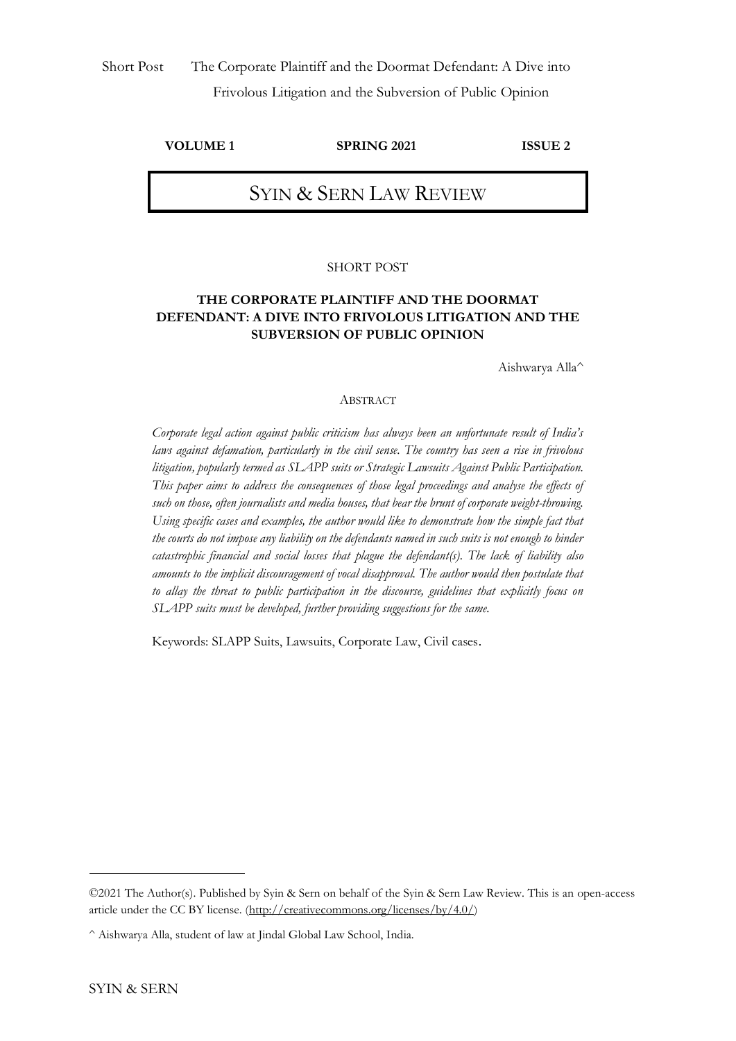**VOLUME 1** **SPRING 2021** **ISSUE 2**

# SYIN & SERN LAW REVIEW

SHORT POST

## THE CORPORATE PLAINTIFF AND THE DOORMAT DEFENDANT: A DIVE INTO FRIVOLOUS LITIGATION AND THE SUBVERSION OF PUBLIC OPINION

Aishwarya Alla^

### ABSTRACT

*Corporate legal action against public criticism has always been an unfortunate result of India's laws against defamation, particularly in the civil sense. The country has seen a rise in frivolous litigation, popularly termed as SLAPP suits or Strategic Lawsuits Against Public Participation. This paper aims to address the consequences of those legal proceedings and analyse the effects of such on those, often journalists and media houses, that bear the brunt of corporate weight-throwing. Using specific cases and examples, the author would like to demonstrate how the simple fact that the courts do not impose any liability on the defendants named in such suits is not enough to hinder catastrophic financial and social losses that plague the defendant(s). The lack of liability also amounts to the implicit discouragement of vocal disapproval. The author would then postulate that to allay the threat to public participation in the discourse, guidelines that explicitly focus on SLAPP suits must be developed, further providing suggestions for the same.*

Keywords: SLAPP Suits, Lawsuits, Corporate Law, Civil cases.

---

©2021 The Author(s). Published by Syin & Sern on behalf of the Syin & Sern Law Review. This is an open-access article under the CC BY license. (http://creativecommons.org/licenses/by/4.0/)

^ Aishwarya Alla, student of law at Jindal Global Law School, India.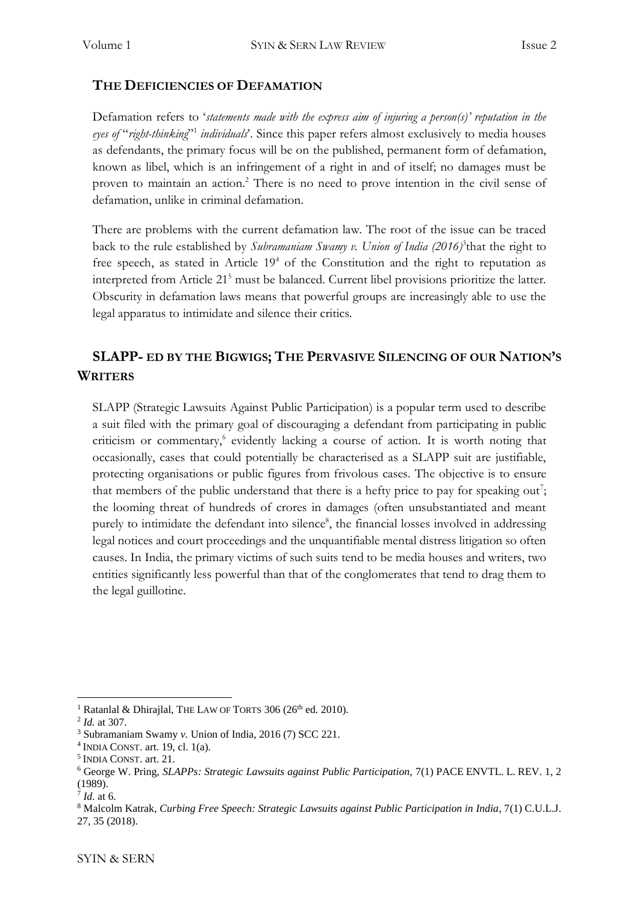## THE DEFICIENCIES OF DEFAMATION

Defamation refers to '*statements made with the express aim of injuring a person(s)' reputation in the eyes of* "*right-thinking*"[1] *individuals*'. Since this paper refers almost exclusively to media houses as defendants, the primary focus will be on the published, permanent form of defamation, known as libel, which is an infringement of a right in and of itself; no damages must be proven to maintain an action.[2] There is no need to prove intention in the civil sense of defamation, unlike in criminal defamation.

There are problems with the current defamation law. The root of the issue can be traced back to the rule established by *Subramaniam Swamy v. Union of India (2016)*[3]that the right to free speech, as stated in Article 19[4] of the Constitution and the right to reputation as interpreted from Article 21[5] must be balanced. Current libel provisions prioritize the latter. Obscurity in defamation laws means that powerful groups are increasingly able to use the legal apparatus to intimidate and silence their critics.

## SLAPP- ED BY THE BIGWIGS; THE PERVASIVE SILENCING OF OUR NATION'S WRITERS

SLAPP (Strategic Lawsuits Against Public Participation) is a popular term used to describe a suit filed with the primary goal of discouraging a defendant from participating in public criticism or commentary,[6] evidently lacking a course of action. It is worth noting that occasionally, cases that could potentially be characterised as a SLAPP suit are justifiable, protecting organisations or public figures from frivolous cases. The objective is to ensure that members of the public understand that there is a hefty price to pay for speaking out[7]; the looming threat of hundreds of crores in damages (often unsubstantiated and meant purely to intimidate the defendant into silence[8], the financial losses involved in addressing legal notices and court proceedings and the unquantifiable mental distress litigation so often causes. In India, the primary victims of such suits tend to be media houses and writers, two entities significantly less powerful than that of the conglomerates that tend to drag them to the legal guillotine.

---

[1] Ratanlal & Dhirajlal, THE LAW OF TORTS 306 (26th ed. 2010).

[2] *Id.* at 307.

[3] Subramaniam Swamy *v.* Union of India, 2016 (7) SCC 221.

[4] INDIA CONST. art. 19, cl. 1(a).

[5] INDIA CONST. art. 21.

[6] George W. Pring, *SLAPPs: Strategic Lawsuits against Public Participation*, 7(1) PACE ENVTL. L. REV. 1, 2 (1989).

[7] *Id.* at 6.

[8] Malcolm Katrak, *Curbing Free Speech: Strategic Lawsuits against Public Participation in India*, 7(1) C.U.L.J. 27, 35 (2018).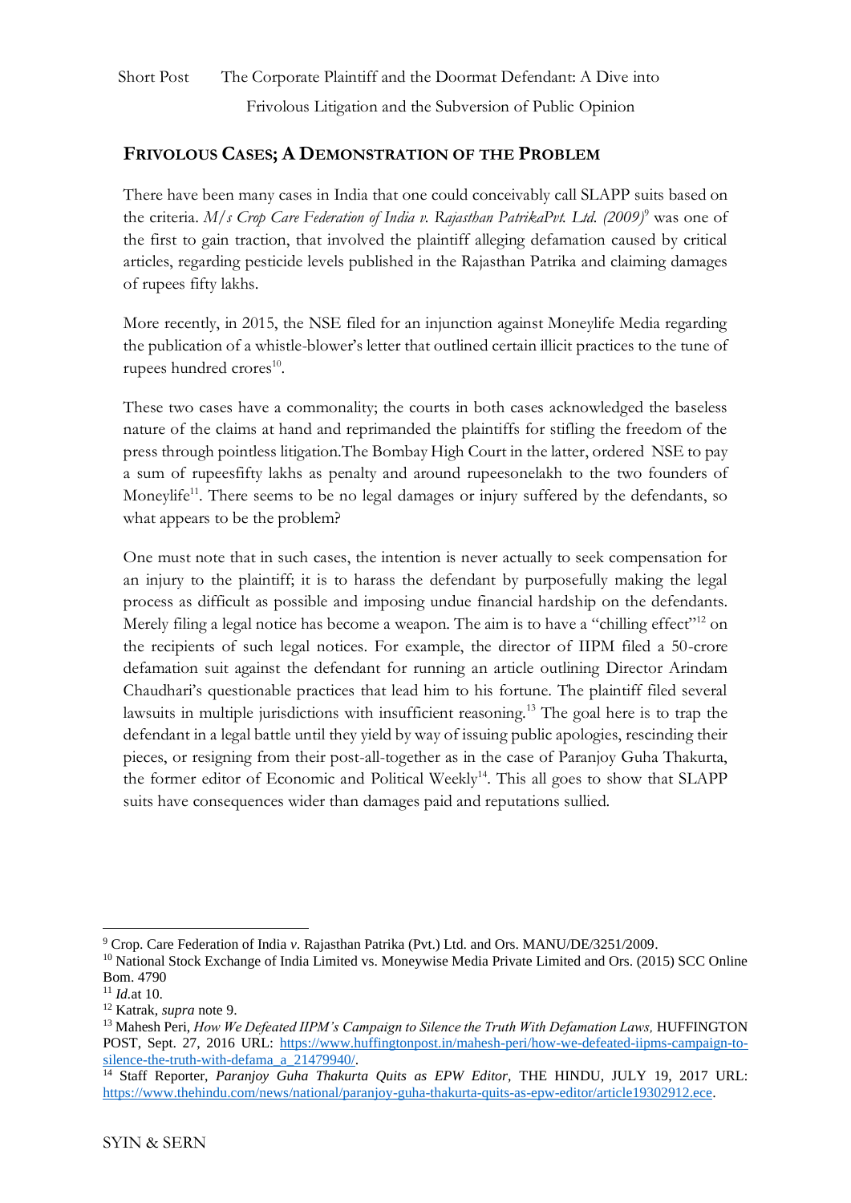## **FRIVOLOUS CASES; A DEMONSTRATION OF THE PROBLEM**

There have been many cases in India that one could conceivably call SLAPP suits based on the criteria. *M/s Crop Care Federation of India v. Rajasthan PatrikaPvt. Ltd. (2009)*[9] was one of the first to gain traction, that involved the plaintiff alleging defamation caused by critical articles, regarding pesticide levels published in the Rajasthan Patrika and claiming damages of rupees fifty lakhs.

More recently, in 2015, the NSE filed for an injunction against Moneylife Media regarding the publication of a whistle-blower's letter that outlined certain illicit practices to the tune of rupees hundred crores[10].

These two cases have a commonality; the courts in both cases acknowledged the baseless nature of the claims at hand and reprimanded the plaintiffs for stifling the freedom of the press through pointless litigation.The Bombay High Court in the latter, ordered NSE to pay a sum of rupeesfifty lakhs as penalty and around rupeesonelakh to the two founders of Moneylife[11]. There seems to be no legal damages or injury suffered by the defendants, so what appears to be the problem?

One must note that in such cases, the intention is never actually to seek compensation for an injury to the plaintiff; it is to harass the defendant by purposefully making the legal process as difficult as possible and imposing undue financial hardship on the defendants. Merely filing a legal notice has become a weapon. The aim is to have a "chilling effect"[12] on the recipients of such legal notices. For example, the director of IIPM filed a 50-crore defamation suit against the defendant for running an article outlining Director Arindam Chaudhari's questionable practices that lead him to his fortune. The plaintiff filed several lawsuits in multiple jurisdictions with insufficient reasoning.[13] The goal here is to trap the defendant in a legal battle until they yield by way of issuing public apologies, rescinding their pieces, or resigning from their post-all-together as in the case of Paranjoy Guha Thakurta, the former editor of Economic and Political Weekly[14]. This all goes to show that SLAPP suits have consequences wider than damages paid and reputations sullied.

---

[9] Crop. Care Federation of India *v*. Rajasthan Patrika (Pvt.) Ltd. and Ors. MANU/DE/3251/2009.

[10] National Stock Exchange of India Limited vs. Moneywise Media Private Limited and Ors. (2015) SCC Online Bom. 4790

[11] *Id.*at 10.

[12] Katrak, *supra* note 9.

[13] Mahesh Peri, *How We Defeated IIPM's Campaign to Silence the Truth With Defamation Laws,* HUFFINGTON POST, Sept. 27, 2016 URL: https://www.huffingtonpost.in/mahesh-peri/how-we-defeated-iipms-campaign-to-silence-the-truth-with-defama_a_21479940/.

[14] Staff Reporter, *Paranjoy Guha Thakurta Quits as EPW Editor*, THE HINDU, JULY 19, 2017 URL: https://www.thehindu.com/news/national/paranjoy-guha-thakurta-quits-as-epw-editor/article19302912.ece.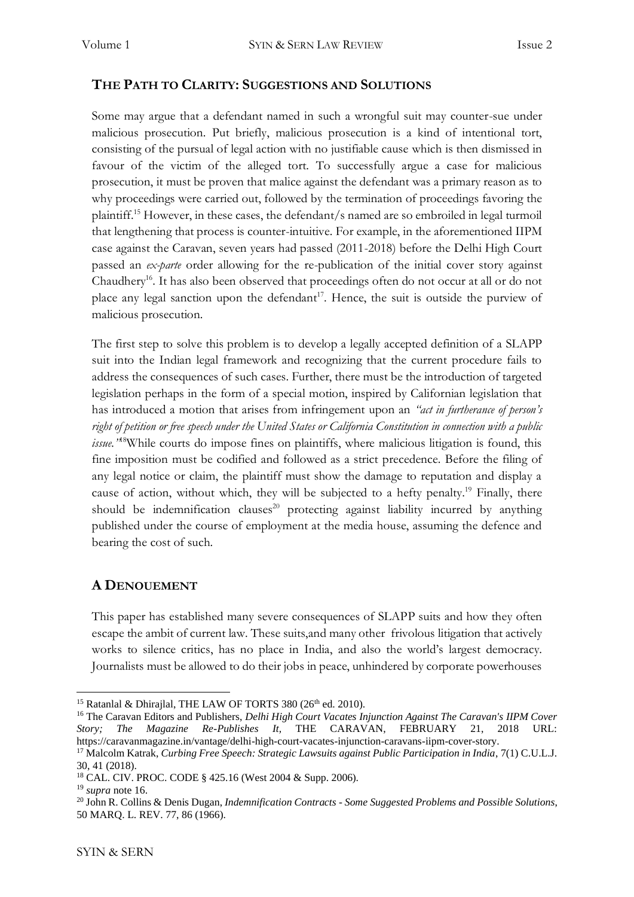## THE PATH TO CLARITY: SUGGESTIONS AND SOLUTIONS

Some may argue that a defendant named in such a wrongful suit may counter-sue under malicious prosecution. Put briefly, malicious prosecution is a kind of intentional tort, consisting of the pursual of legal action with no justifiable cause which is then dismissed in favour of the victim of the alleged tort. To successfully argue a case for malicious prosecution, it must be proven that malice against the defendant was a primary reason as to why proceedings were carried out, followed by the termination of proceedings favoring the plaintiff.[15] However, in these cases, the defendant/s named are so embroiled in legal turmoil that lengthening that process is counter-intuitive. For example, in the aforementioned IIPM case against the Caravan, seven years had passed (2011-2018) before the Delhi High Court passed an *ex-parte* order allowing for the re-publication of the initial cover story against Chaudhery[16]. It has also been observed that proceedings often do not occur at all or do not place any legal sanction upon the defendant[17]. Hence, the suit is outside the purview of malicious prosecution.

The first step to solve this problem is to develop a legally accepted definition of a SLAPP suit into the Indian legal framework and recognizing that the current procedure fails to address the consequences of such cases. Further, there must be the introduction of targeted legislation perhaps in the form of a special motion, inspired by Californian legislation that has introduced a motion that arises from infringement upon an *"act in furtherance of person's right of petition or free speech under the United States or California Constitution in connection with a public issue."*[18]While courts do impose fines on plaintiffs, where malicious litigation is found, this fine imposition must be codified and followed as a strict precedence. Before the filing of any legal notice or claim, the plaintiff must show the damage to reputation and display a cause of action, without which, they will be subjected to a hefty penalty.[19] Finally, there should be indemnification clauses[20] protecting against liability incurred by anything published under the course of employment at the media house, assuming the defence and bearing the cost of such.

## A DENOUEMENT

This paper has established many severe consequences of SLAPP suits and how they often escape the ambit of current law. These suits,and many other frivolous litigation that actively works to silence critics, has no place in India, and also the world's largest democracy. Journalists must be allowed to do their jobs in peace, unhindered by corporate powerhouses

---

[15] Ratanlal & Dhirajlal, THE LAW OF TORTS 380 (26th ed. 2010).

[16] The Caravan Editors and Publishers, *Delhi High Court Vacates Injunction Against The Caravan's IIPM Cover Story; The Magazine Re-Publishes It,* THE CARAVAN, FEBRUARY 21, 2018 URL: https://caravanmagazine.in/vantage/delhi-high-court-vacates-injunction-caravans-iipm-cover-story.

[17] Malcolm Katrak, *Curbing Free Speech: Strategic Lawsuits against Public Participation in India*, 7(1) C.U.L.J. 30, 41 (2018).

[18] CAL. CIV. PROC. CODE § 425.16 (West 2004 & Supp. 2006).

[19] *supra* note 16.

[20] John R. Collins & Denis Dugan, *Indemnification Contracts - Some Suggested Problems and Possible Solutions*, 50 MARQ. L. REV. 77, 86 (1966).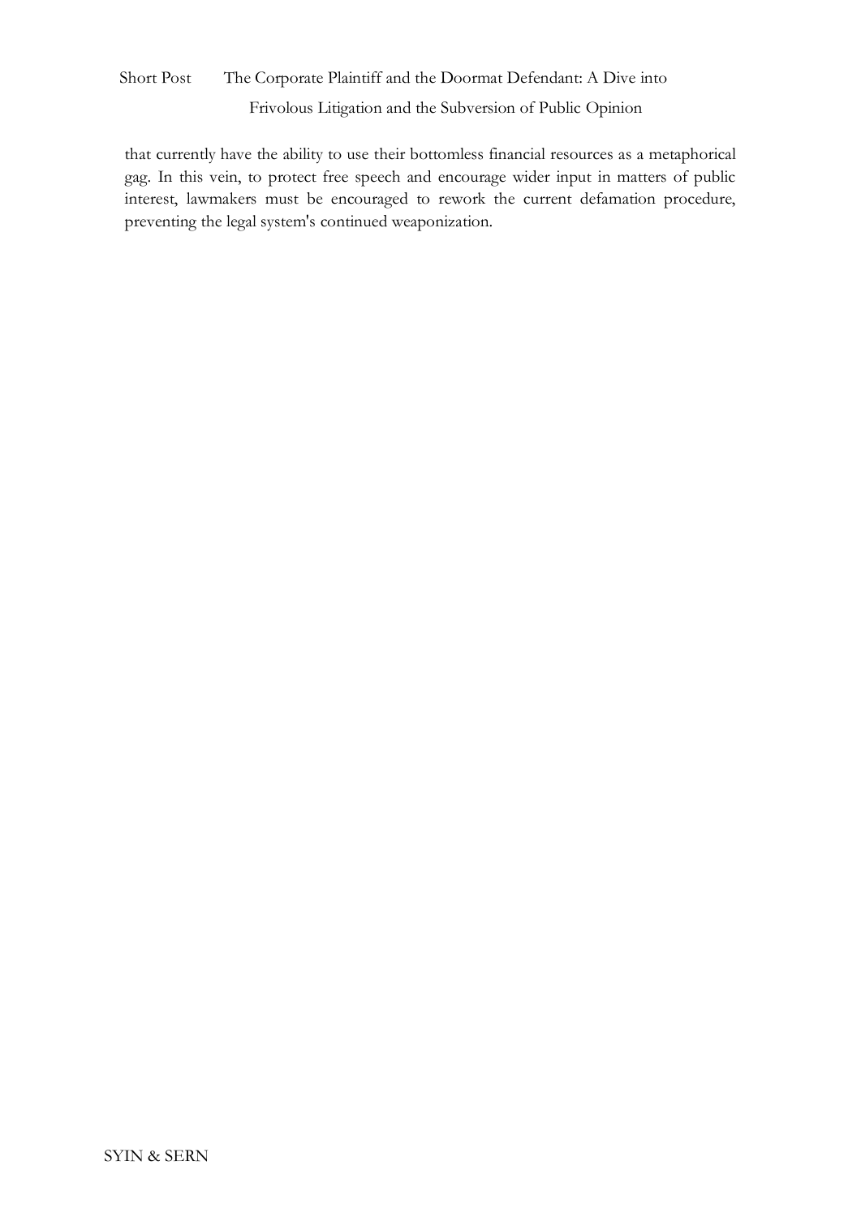that currently have the ability to use their bottomless financial resources as a metaphorical gag. In this vein, to protect free speech and encourage wider input in matters of public interest, lawmakers must be encouraged to rework the current defamation procedure, preventing the legal system's continued weaponization.